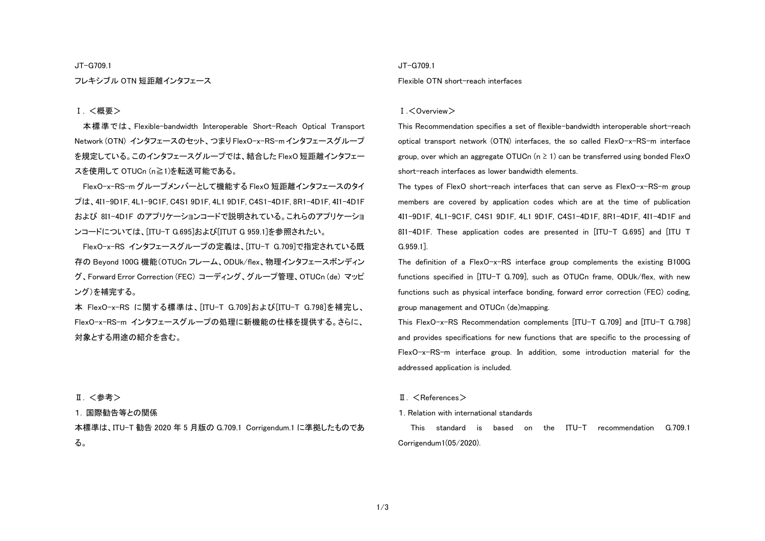JT-G709.1

# フレキシブル OTN 短距離インタフェース

## Ⅰ．＜概要＞

本標準では、Flexible-bandwidth Interoperable Short-Reach Optical Transport Network (OTN) インタフェースのセット、つまりFlexO-x-RS-mインタフェースグループを規定している。このインタフェースグループでは、結合したFlexO短距離インタフェースを使用して OTUCn (n≧1)を転送可能である。

FlexO-x-RS-m グループメンバーとして機能する FlexO 短距離インタフェースのタイプは、4I1-9D1F, 4L1-9C1F, C4S1 9D1F, 4L1 9D1F, C4S1-4D1F, 8R1-4D1F, 4I1-4D1F および 8I1-4D1F のアプリケーションコードで説明されている。これらのアプリケーションコードについては、[ITU-T G.695]および[ITUT G 959.1]を参照されたい。

FlexO-x-RS インタフェースグループの定義は、[ITU-T G.709]で指定されている既存の Beyond 100G 機能（OTUCn フレーム、ODUk/flex、物理インタフェースボンディング、Forward Error Correction (FEC) コーディング、グループ管理、OTUCn (de) マッピング）を補完する。

本 FlexO-x-RS に関する標準は、[ITU-T G.709]および[ITU-T G.798]を補完し、FlexO-x-RS-m インタフェースグループの処理に新機能の仕様を提供する。さらに、対象とする用途の紹介を含む。

## Ⅱ．＜参考＞

1．国際勧告等との関係

本標準は、ITU-T 勧告 2020 年 5 月版の G.709.1 Corrigendum.1 に準拠したものである。

JT-G709.1

# Flexible OTN short-reach interfaces

## Ⅰ.＜Overview＞

This Recommendation specifies a set of flexible-bandwidth interoperable short-reach optical transport network (OTN) interfaces, the so called FlexO-x-RS-m interface group, over which an aggregate OTUCn (n ≥ 1) can be transferred using bonded FlexO short-reach interfaces as lower bandwidth elements.

The types of FlexO short-reach interfaces that can serve as FlexO-x-RS-m group members are covered by application codes which are at the time of publication 4I1-9D1F, 4L1-9C1F, C4S1 9D1F, 4L1 9D1F, C4S1-4D1F, 8R1-4D1F, 4I1-4D1F and 8I1-4D1F. These application codes are presented in [ITU-T G.695] and [ITU T G.959.1].

The definition of a FlexO-x-RS interface group complements the existing B100G functions specified in [ITU-T G.709], such as OTUCn frame, ODUk/flex, with new functions such as physical interface bonding, forward error correction (FEC) coding, group management and OTUCn (de)mapping.

This FlexO-x-RS Recommendation complements [ITU-T G.709] and [ITU-T G.798] and provides specifications for new functions that are specific to the processing of FlexO-x-RS-m interface group. In addition, some introduction material for the addressed application is included.

## Ⅱ. ＜References＞

1. Relation with international standards

This standard is based on the ITU-T recommendation G.709.1 Corrigendum1(05/2020).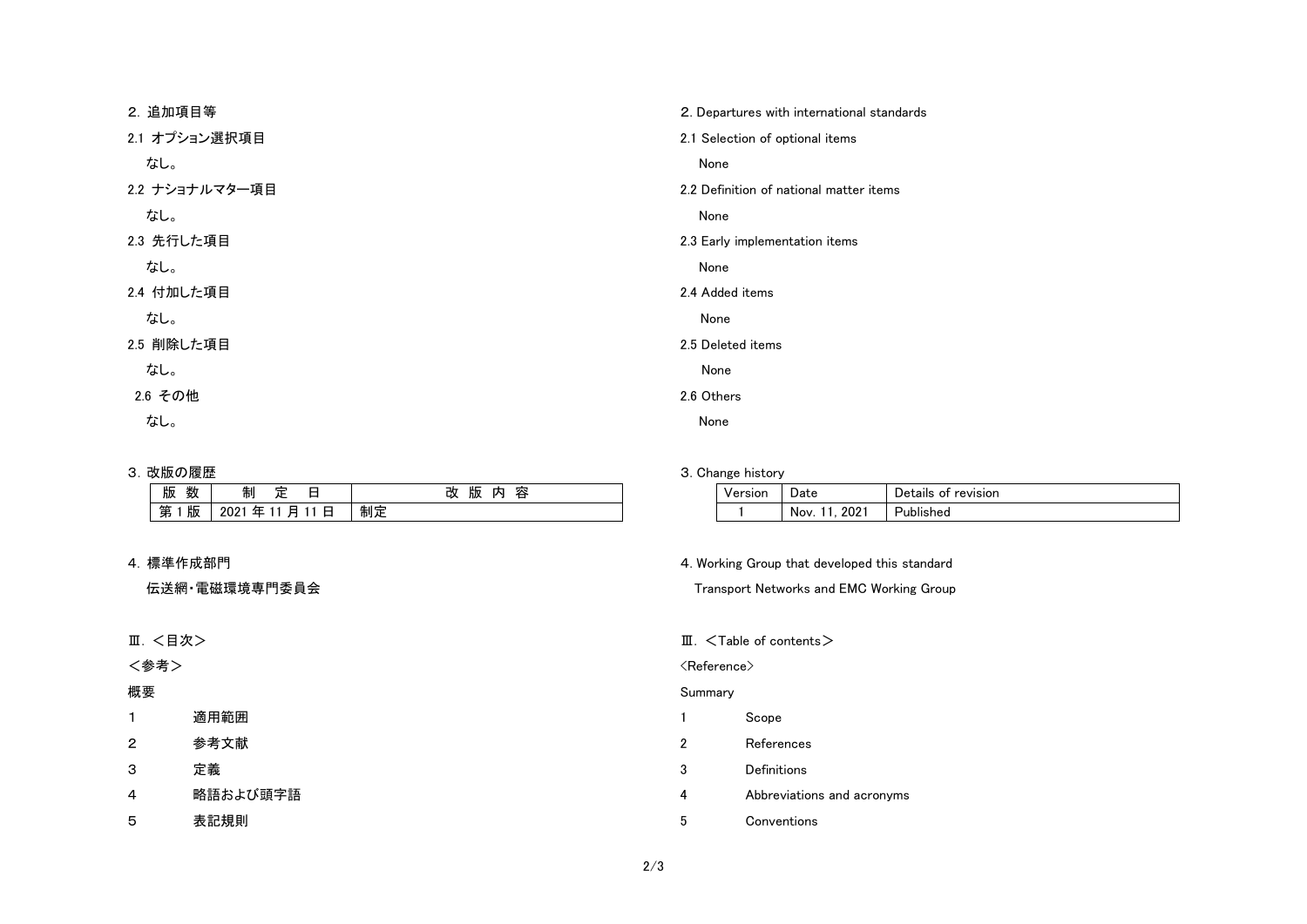## 2. 追加項目等

### 2.1 オプション選択項目

なし。

### 2.2 ナショナルマター項目

なし。

### 2.3 先行した項目

なし。

### 2.4 付加した項目

なし。

### 2.5 削除した項目

なし。

### 2.6 その他

なし。

## 3. 改版の履歴

| 版 数 | 制 定 日 | 改 版 内 容 |
| --- | --- | --- |
| 第 1 版 | 2021 年 11 月 11 日 | 制定 |

## 4. 標準作成部門

伝送網・電磁環境専門委員会

## Ⅲ. <目次>

<参考>

概要

1 適用範囲

2 参考文献

3 定義

4 略語および頭字語

5 表記規則

## 2. Departures with international standards

### 2.1 Selection of optional items

None

### 2.2 Definition of national matter items

None

### 2.3 Early implementation items

None

### 2.4 Added items

None

### 2.5 Deleted items

None

### 2.6 Others

None

## 3. Change history

| Version | Date | Details of revision |
| --- | --- | --- |
| 1 | Nov. 11, 2021 | Published |

## 4. Working Group that developed this standard

Transport Networks and EMC Working Group

## Ⅲ. <Table of contents>

<Reference>

Summary

1 Scope

2 References

3 Definitions

4 Abbreviations and acronyms

5 Conventions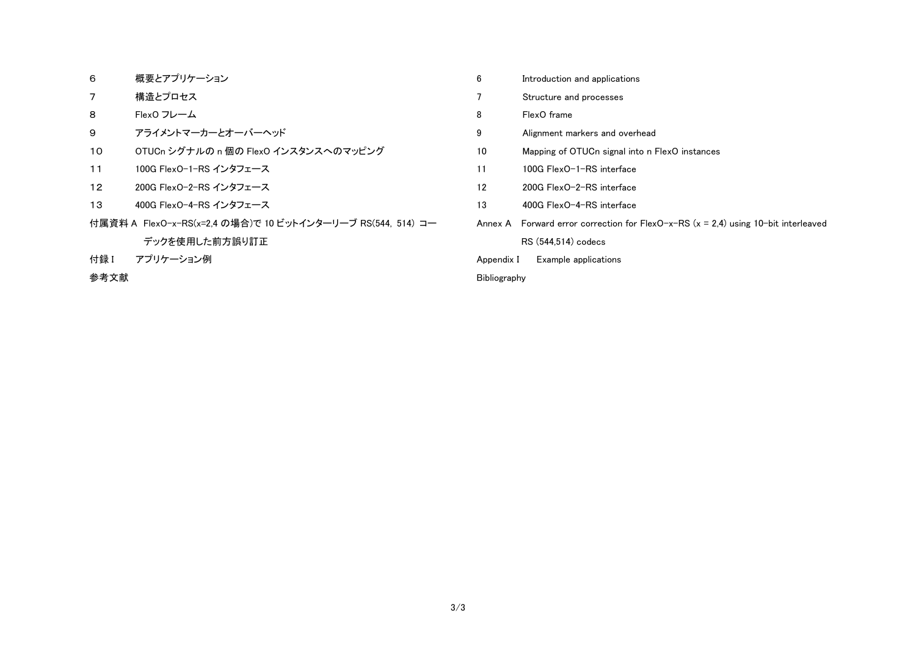| | | | |
|---|---|---|---|
| ６ | 概要とアプリケーション | 6 | Introduction and applications |
| ７ | 構造とプロセス | 7 | Structure and processes |
| ８ | FlexO フレーム | 8 | FlexO frame |
| ９ | アライメントマーカーとオーバーヘッド | 9 | Alignment markers and overhead |
| １０ | OTUCn シグナルの n 個の FlexO インスタンスへのマッピング | 10 | Mapping of OTUCn signal into n FlexO instances |
| １１ | 100G FlexO-1-RS インタフェース | 11 | 100G FlexO-1-RS interface |
| １２ | 200G FlexO-2-RS インタフェース | 12 | 200G FlexO-2-RS interface |
| １３ | 400G FlexO-4-RS インタフェース | 13 | 400G FlexO-4-RS interface |
| 付属資料 A | FlexO-x-RS(x=2,4 の場合)で 10 ビットインターリーブ RS(544, 514) コーデックを使用した前方誤り訂正 | Annex A | Forward error correction for FlexO-x-RS (x = 2,4) using 10-bit interleaved RS (544,514) codecs |
| 付録 I | アプリケーション例 | Appendix I | Example applications |
| 参考文献 | | Bibliography | |